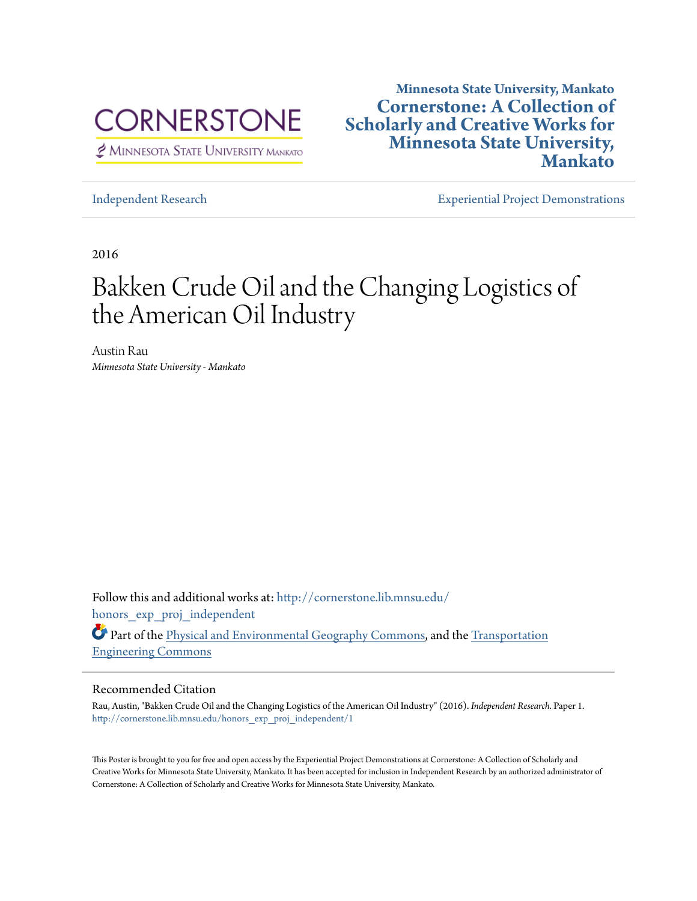Minnesota State University, Mankato

**Cornerstone: A Collection of Scholarly and Creative Works for Minnesota State University, Mankato**

Independent Research

Experiential Project Demonstrations

2016

# Bakken Crude Oil and the Changing Logistics of the American Oil Industry

Austin Rau
*Minnesota State University - Mankato*

Follow this and additional works at: http://cornerstone.lib.mnsu.edu/honors_exp_proj_independent

Part of the Physical and Environmental Geography Commons, and the Transportation Engineering Commons

## Recommended Citation

Rau, Austin, "Bakken Crude Oil and the Changing Logistics of the American Oil Industry" (2016). *Independent Research.* Paper 1.
http://cornerstone.lib.mnsu.edu/honors_exp_proj_independent/1

This Poster is brought to you for free and open access by the Experiential Project Demonstrations at Cornerstone: A Collection of Scholarly and Creative Works for Minnesota State University, Mankato. It has been accepted for inclusion in Independent Research by an authorized administrator of Cornerstone: A Collection of Scholarly and Creative Works for Minnesota State University, Mankato.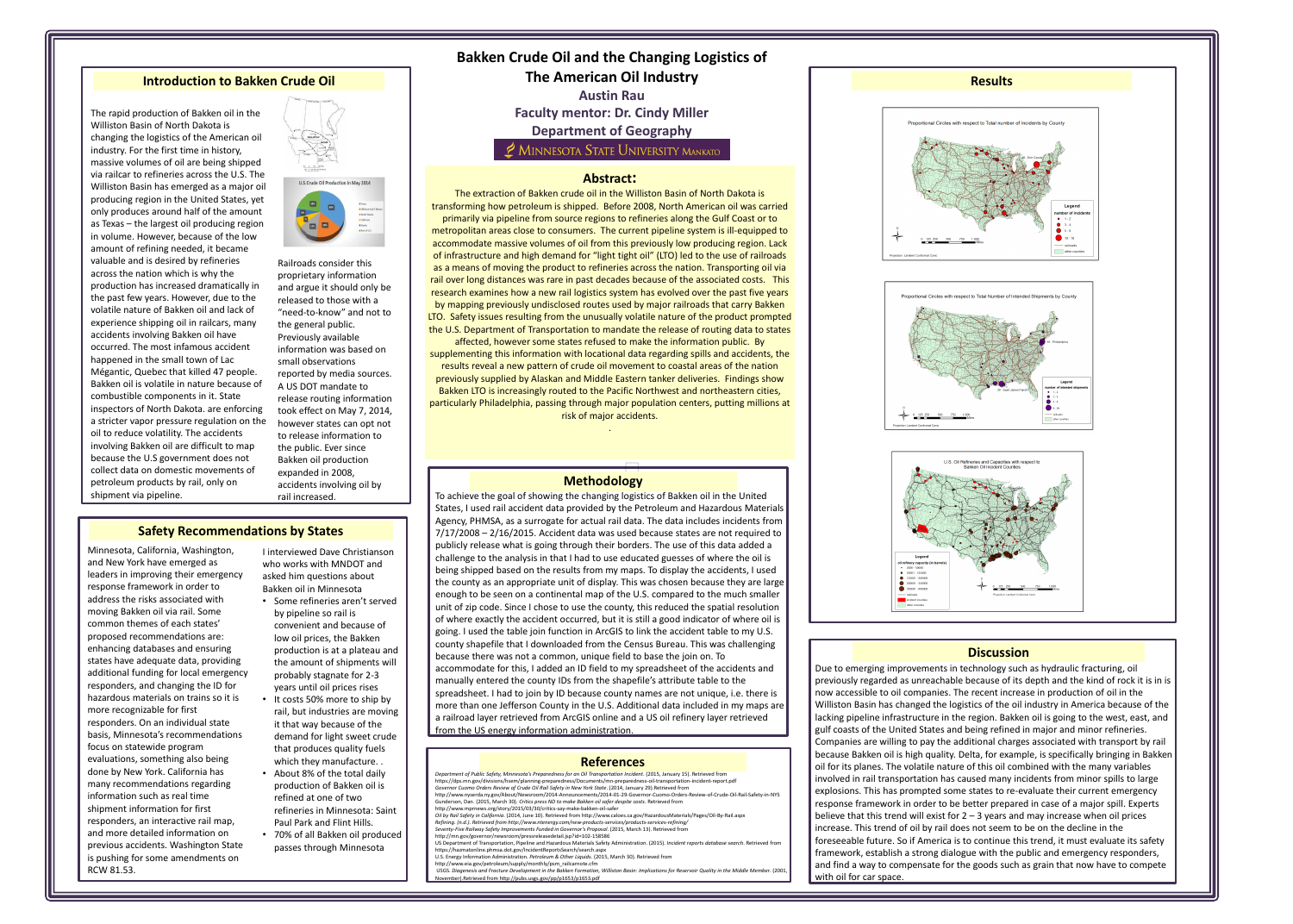# Bakken Crude Oil and the Changing Logistics of The American Oil Industry

**Austin Rau**

**Faculty mentor: Dr. Cindy Miller**

**Department of Geography**

MINNESOTA STATE UNIVERSITY MANKATO

## Abstract:

The extraction of Bakken crude oil in the Williston Basin of North Dakota is transforming how petroleum is shipped. Before 2008, North American oil was carried primarily via pipeline from source regions to refineries along the Gulf Coast or to metropolitan areas close to consumers. The current pipeline system is ill-equipped to accommodate massive volumes of oil from this previously low producing region. Lack of infrastructure and high demand for "light tight oil" (LTO) led to the use of railroads as a means of moving the product to refineries across the nation. Transporting oil via rail over long distances was rare in past decades because of the associated costs. This research examines how a new rail logistics system has evolved over the past five years by mapping previously undisclosed routes used by major railroads that carry Bakken LTO. Safety issues resulting from the unusually volatile nature of the product prompted the U.S. Department of Transportation to mandate the release of routing data to states affected, however some states refused to make the information public. By supplementing this information with locational data regarding spills and accidents, the results reveal a new pattern of crude oil movement to coastal areas of the nation previously supplied by Alaskan and Middle Eastern tanker deliveries. Findings show Bakken LTO is increasingly routed to the Pacific Northwest and northeastern cities, particularly Philadelphia, passing through major population centers, putting millions at risk of major accidents.

## Introduction to Bakken Crude Oil

The rapid production of Bakken oil in the Williston Basin of North Dakota is changing the logistics of the American oil industry. For the first time in history, massive volumes of oil are being shipped via railcar to refineries across the U.S. The Williston Basin has emerged as a major oil producing region in the United States, yet only produces around half of the amount as Texas – the largest oil producing region in volume. However, because of the low amount of refining needed, it became valuable and is desired by refineries across the nation which is why the production has increased dramatically in the past few years. However, due to the volatile nature of Bakken oil and lack of experience shipping oil in railcars, many accidents involving Bakken oil have occurred. The most infamous accident happened in the small town of Lac Mégantic, Quebec that killed 47 people. Bakken oil is volatile in nature because of combustible components in it. State inspectors of North Dakota. are enforcing a stricter vapor pressure regulation on the oil to reduce volatility. The accidents involving Bakken oil are difficult to map because the U.S government does not collect data on domestic movements of petroleum products by rail, only on shipment via pipeline.

U.S Crude Oil Production in May 2014

Railroads consider this proprietary information and argue it should only be released to those with a "need-to-know" and not to the general public. Previously available information was based on small observations reported by media sources. A US DOT mandate to release routing information took effect on May 7, 2014, however states can opt not to release information to the public. Ever since Bakken oil production expanded in 2008, accidents involving oil by rail increased.

## Safety Recommendations by States

Minnesota, California, Washington, and New York have emerged as leaders in improving their emergency response framework in order to address the risks associated with moving Bakken oil via rail. Some common themes of each states' proposed recommendations are: enhancing databases and ensuring states have adequate data, providing additional funding for local emergency responders, and changing the ID for hazardous materials on trains so it is more recognizable for first responders. On an individual state basis, Minnesota's recommendations focus on statewide program evaluations, something also being done by New York. California has many recommendations regarding information such as real time shipment information for first responders, an interactive rail map, and more detailed information on previous accidents. Washington State is pushing for some amendments on RCW 81.53.

I interviewed Dave Christianson who works with MNDOT and asked him questions about Bakken oil in Minnesota

- Some refineries aren't served by pipeline so rail is convenient and because of low oil prices, the Bakken production is at a plateau and the amount of shipments will probably stagnate for 2-3 years until oil prices rises
- It costs 50% more to ship by rail, but industries are moving it that way because of the demand for light sweet crude that produces quality fuels which they manufacture. .
- About 8% of the total daily production of Bakken oil is refined at one of two refineries in Minnesota: Saint Paul Park and Flint Hills.
- 70% of all Bakken oil produced passes through Minnesota

## Methodology

To achieve the goal of showing the changing logistics of Bakken oil in the United States, I used rail accident data provided by the Petroleum and Hazardous Materials Agency, PHMSA, as a surrogate for actual rail data. The data includes incidents from 7/17/2008 – 2/16/2015. Accident data was used because states are not required to publicly release what is going through their borders. The use of this data added a challenge to the analysis in that I had to use educated guesses of where the oil is being shipped based on the results from my maps. To display the accidents, I used the county as an appropriate unit of display. This was chosen because they are large enough to be seen on a continental map of the U.S. compared to the much smaller unit of zip code. Since I chose to use the county, this reduced the spatial resolution of where exactly the accident occurred, but it is still a good indicator of where oil is going. I used the table join function in ArcGIS to link the accident table to my U.S. county shapefile that I downloaded from the Census Bureau. This was challenging because there was not a common, unique field to base the join on. To accommodate for this, I added an ID field to my spreadsheet of the accidents and manually entered the county IDs from the shapefile's attribute table to the spreadsheet. I had to join by ID because county names are not unique, i.e. there is more than one Jefferson County in the U.S. Additional data included in my maps are a railroad layer retrieved from ArcGIS online and a US oil refinery layer retrieved from the US energy information administration.

## References

*Department of Public Safety, Minnesota's Preparedness for an Oil Transportation Incident.* (2015, January 15). Retrieved from https://dps.mn.gov/divisions/hsem/planning-preparedness/Documents/mn-preparedness-oil-transportation-incident-report.pdf

*Governor Cuomo Orders Review of Crude Oil Rail Safety in New York State.* (2014, January 29).Retrieved from http://www.ny.gov/About/Newsroom/2014-Announcements/2014-01-29-Governor-Cuomo-Orders-Review-of-Crude-Oil-Rail-Safety-in-NYS

Gunderson, Dan. (2015, March 30). *Critics press ND to make Bakken oil safer despite costs.* Retrieved from http://www.mprnews.org/story/2015/03/30/critics-say-make-bakken-oil-safer

*Oil by Rail Safety in California.* (2014, June 10). Retrieved from http://www.caloes.ca.gov/HazardousMaterials/Pages/Oil-By-Rail.aspx

*Refining. (n.d.). Retrieved from http://www.ntenergy.com/new-products-services/products-services/refining/*

*Seventy-Five Railway Safety Improvements Funded in Governor's Proposal.* (2015, March 13). Retrieved from http://mn.gov/governor/newsroom/pressreleasedetail.jsp?id=102-158586

US Department of Transportation, Pipeline and Hazardous Materials Safety Administration. (2015). *Incident reports database search.* Retrieved from https://hazmatonline.phmsa.dot.gov/IncidentReportsSearch/search.aspx

U.S. Energy Information Administration. *Petroleum & Other Liquids.* (2015, March 30). Retrieved from http://www.eia.gov/petroleum/supply/monthly/psm_railcarnote.cfm

USGS. *Diagenesis and Fracture Development in the Bakken Formation, Williston Basin: Implications for Reservoir Quality in the Middle Member.* (2001, November).Retrieved from http://pubs.usgs.gov/pp/p1653/p1653.pdf

## Results

Proportional Circles with respect to Total number of Incidents by County

Proportional Circles with respect to Total Number of Intended Shipments by County

U.S. Oil Refineries and Capacities with respect to Bakken Oil Incident Counties

## Discussion

Due to emerging improvements in technology such as hydraulic fracturing, oil previously regarded as unreachable because of its depth and the kind of rock it is in is now accessible to oil companies. The recent increase in production of oil in the Williston Basin has changed the logistics of the oil industry in America because of the lacking pipeline infrastructure in the region. Bakken oil is going to the west, east, and gulf coasts of the United States and being refined in major and minor refineries. Companies are willing to pay the additional charges associated with transport by rail because Bakken oil is high quality. Delta, for example, is specifically bringing in Bakken oil for its planes. The volatile nature of this oil combined with the many variables involved in rail transportation has caused many incidents from minor spills to large explosions. This has prompted some states to re-evaluate their current emergency response framework in order to be better prepared in case of a major spill. Experts believe that this trend will exist for 2 – 3 years and may increase when oil prices increase. This trend of oil by rail does not seem to be on the decline in the foreseeable future. So if America is to continue this trend, it must evaluate its safety framework, establish a strong dialogue with the public and emergency responders, and find a way to compensate for the goods such as grain that now have to compete with oil for car space.